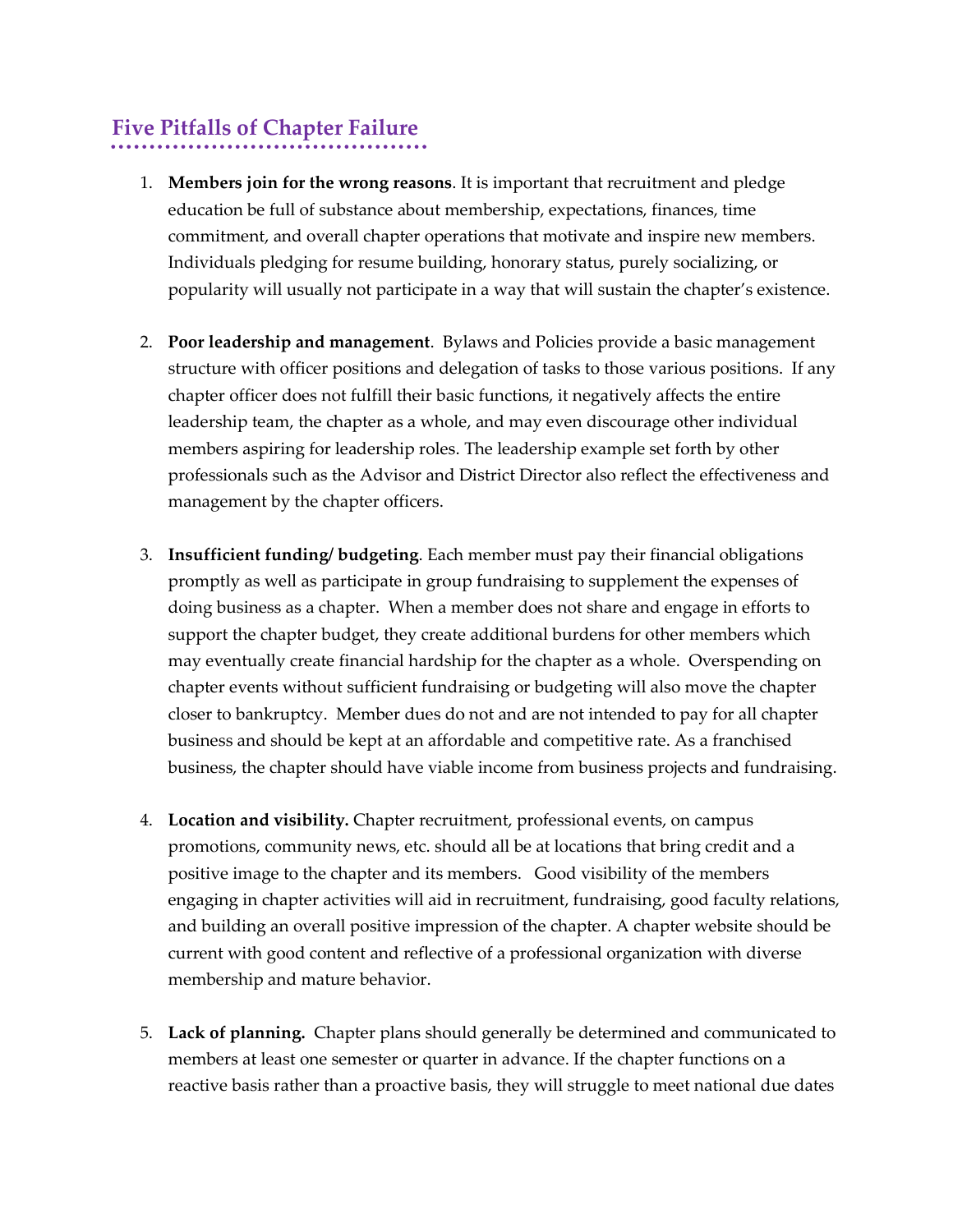## Five Pitfalls of Chapter Failure

1. **Members join for the wrong reasons**. It is important that recruitment and pledge education be full of substance about membership, expectations, finances, time commitment, and overall chapter operations that motivate and inspire new members. Individuals pledging for resume building, honorary status, purely socializing, or popularity will usually not participate in a way that will sustain the chapter's existence.

2. **Poor leadership and management**. Bylaws and Policies provide a basic management structure with officer positions and delegation of tasks to those various positions. If any chapter officer does not fulfill their basic functions, it negatively affects the entire leadership team, the chapter as a whole, and may even discourage other individual members aspiring for leadership roles. The leadership example set forth by other professionals such as the Advisor and District Director also reflect the effectiveness and management by the chapter officers.

3. **Insufficient funding/ budgeting**. Each member must pay their financial obligations promptly as well as participate in group fundraising to supplement the expenses of doing business as a chapter. When a member does not share and engage in efforts to support the chapter budget, they create additional burdens for other members which may eventually create financial hardship for the chapter as a whole. Overspending on chapter events without sufficient fundraising or budgeting will also move the chapter closer to bankruptcy. Member dues do not and are not intended to pay for all chapter business and should be kept at an affordable and competitive rate. As a franchised business, the chapter should have viable income from business projects and fundraising.

4. **Location and visibility.** Chapter recruitment, professional events, on campus promotions, community news, etc. should all be at locations that bring credit and a positive image to the chapter and its members. Good visibility of the members engaging in chapter activities will aid in recruitment, fundraising, good faculty relations, and building an overall positive impression of the chapter. A chapter website should be current with good content and reflective of a professional organization with diverse membership and mature behavior.

5. **Lack of planning.** Chapter plans should generally be determined and communicated to members at least one semester or quarter in advance. If the chapter functions on a reactive basis rather than a proactive basis, they will struggle to meet national due dates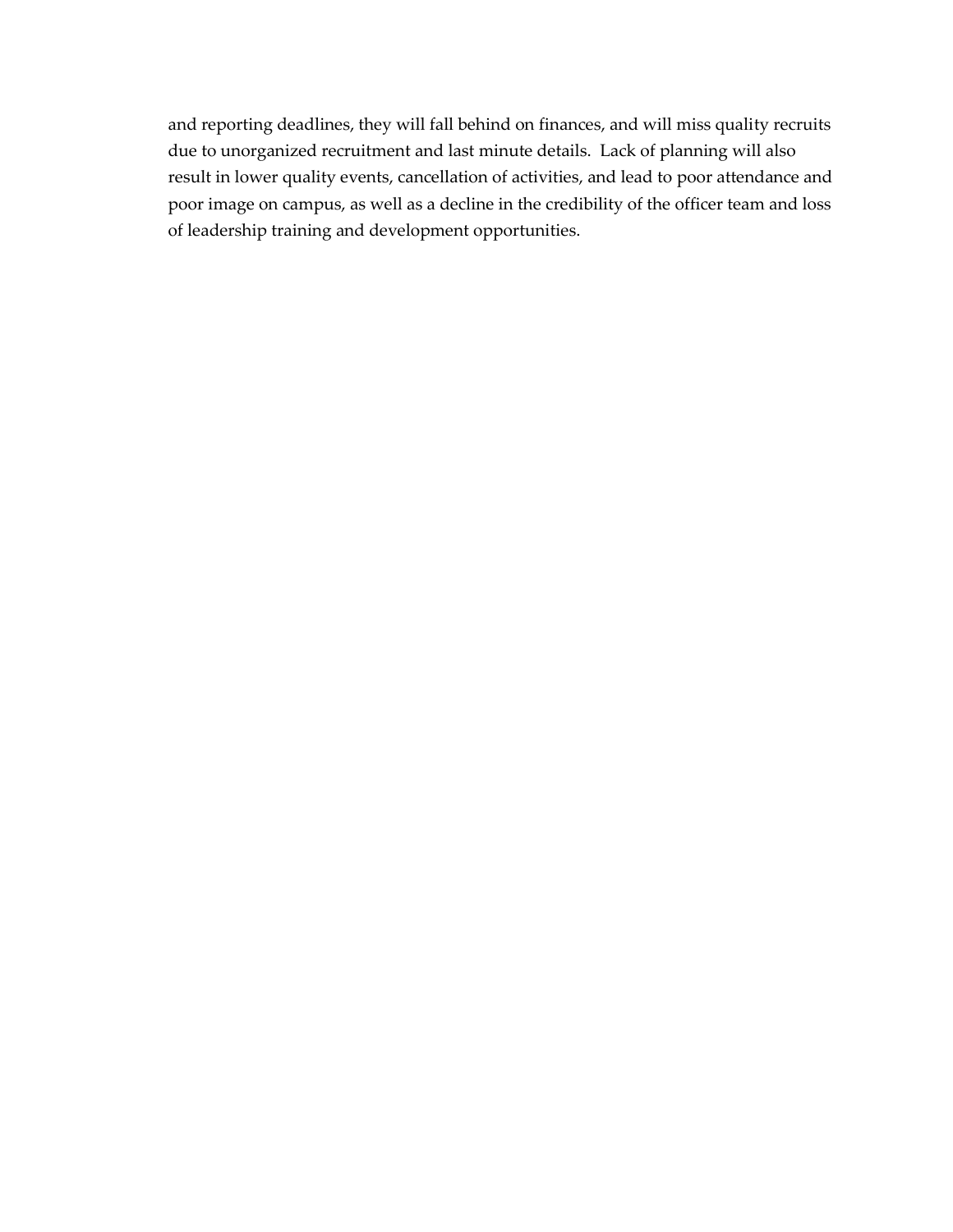and reporting deadlines, they will fall behind on finances, and will miss quality recruits due to unorganized recruitment and last minute details. Lack of planning will also result in lower quality events, cancellation of activities, and lead to poor attendance and poor image on campus, as well as a decline in the credibility of the officer team and loss of leadership training and development opportunities.